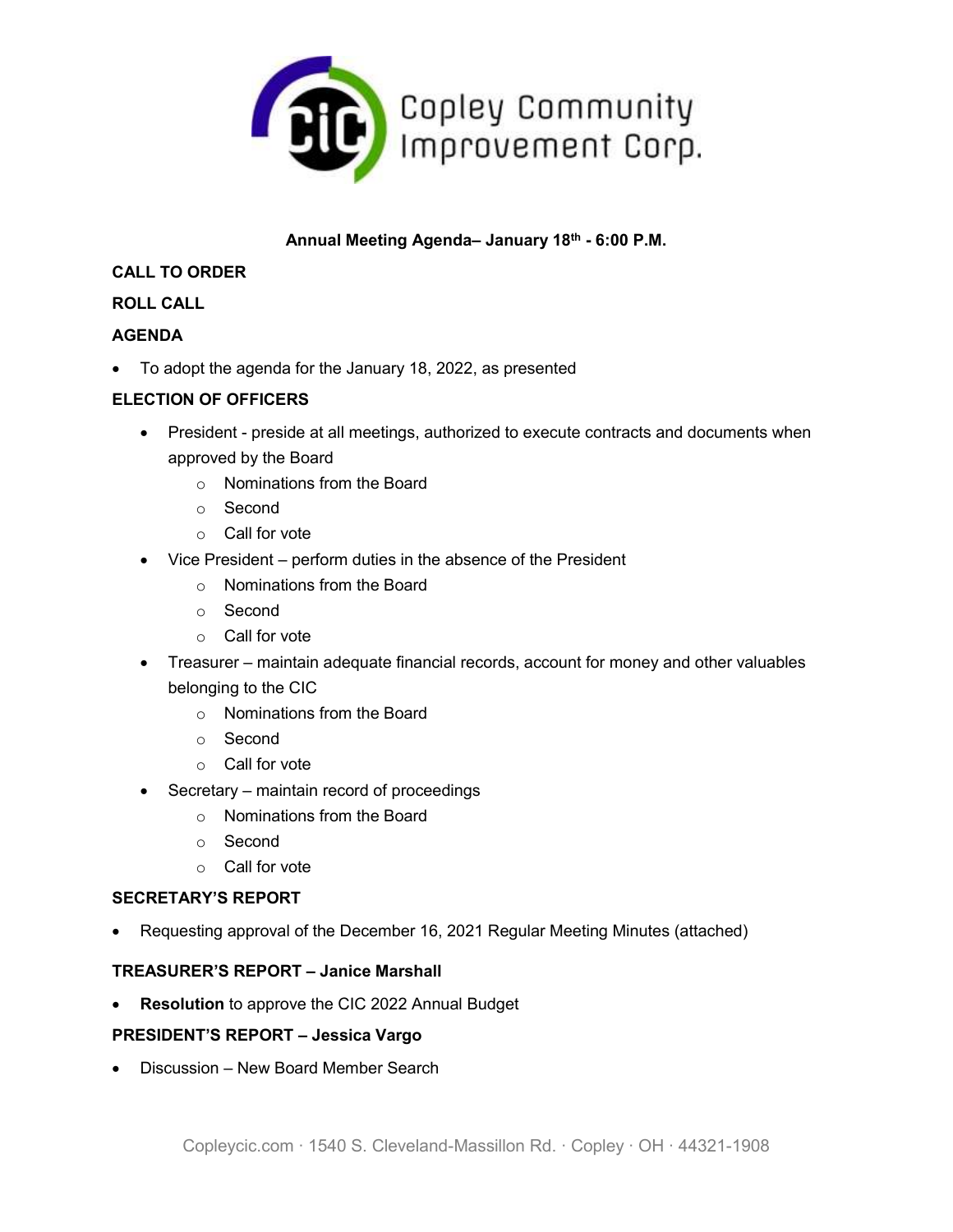Copley Community Improvement Corp.

**Annual Meeting Agenda– January 18th - 6:00 P.M.**

**CALL TO ORDER**

**ROLL CALL**

**AGENDA**

- To adopt the agenda for the January 18, 2022, as presented

**ELECTION OF OFFICERS**

- President - preside at all meetings, authorized to execute contracts and documents when approved by the Board
  - Nominations from the Board
  - Second
  - Call for vote
- Vice President – perform duties in the absence of the President
  - Nominations from the Board
  - Second
  - Call for vote
- Treasurer – maintain adequate financial records, account for money and other valuables belonging to the CIC
  - Nominations from the Board
  - Second
  - Call for vote
- Secretary – maintain record of proceedings
  - Nominations from the Board
  - Second
  - Call for vote

**SECRETARY'S REPORT**

- Requesting approval of the December 16, 2021 Regular Meeting Minutes (attached)

**TREASURER'S REPORT – Janice Marshall**

- **Resolution** to approve the CIC 2022 Annual Budget

**PRESIDENT'S REPORT – Jessica Vargo**

- Discussion – New Board Member Search

Copleycic.com · 1540 S. Cleveland-Massillon Rd. · Copley · OH · 44321-1908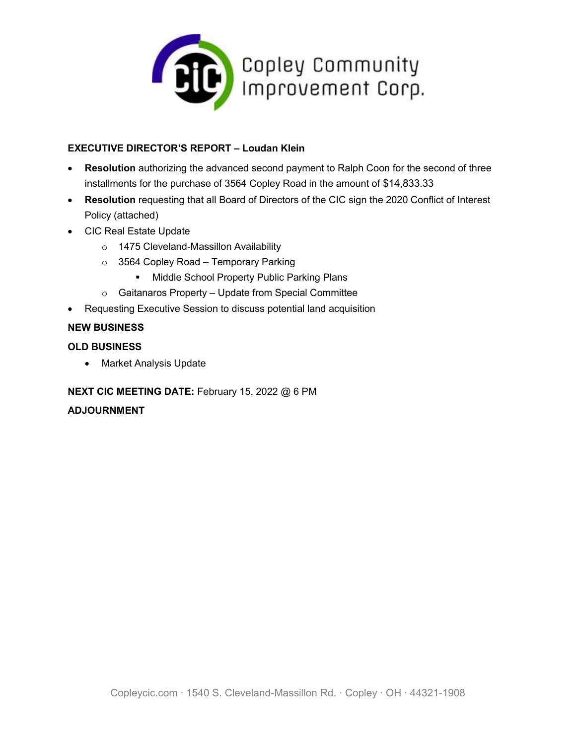Copley Community Improvement Corp.

**EXECUTIVE DIRECTOR'S REPORT – Loudan Klein**

- **Resolution** authorizing the advanced second payment to Ralph Coon for the second of three installments for the purchase of 3564 Copley Road in the amount of $14,833.33
- **Resolution** requesting that all Board of Directors of the CIC sign the 2020 Conflict of Interest Policy (attached)
- CIC Real Estate Update
  - 1475 Cleveland-Massillon Availability
  - 3564 Copley Road – Temporary Parking
    - Middle School Property Public Parking Plans
  - Gaitanaros Property – Update from Special Committee
- Requesting Executive Session to discuss potential land acquisition

**NEW BUSINESS**

**OLD BUSINESS**

- Market Analysis Update

**NEXT CIC MEETING DATE:** February 15, 2022 @ 6 PM

**ADJOURNMENT**

Copleycic.com · 1540 S. Cleveland-Massillon Rd. · Copley · OH · 44321-1908